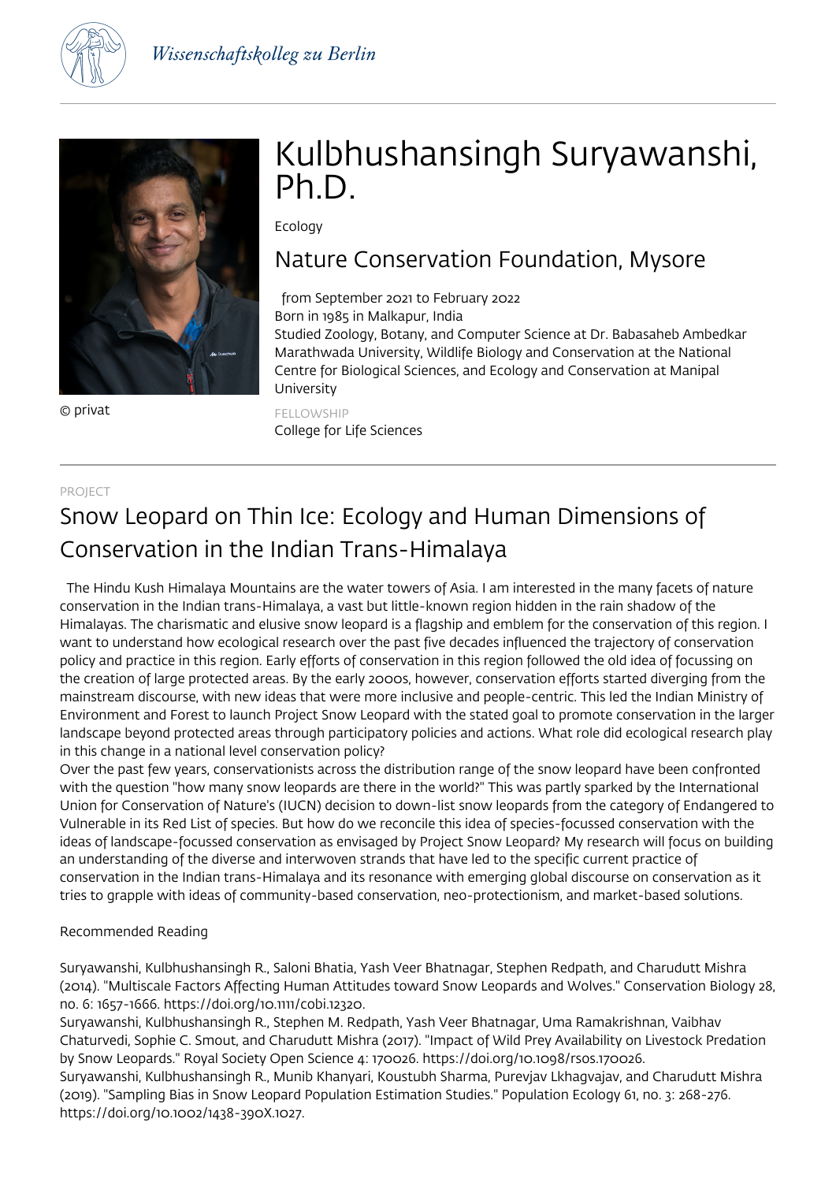# Kulbhushansingh Suryawanshi, Ph.D.

Ecology

## Nature Conservation Foundation, Mysore

from September 2021 to February 2022
Born in 1985 in Malkapur, India
Studied Zoology, Botany, and Computer Science at Dr. Babasaheb Ambedkar Marathwada University, Wildlife Biology and Conservation at the National Centre for Biological Sciences, and Ecology and Conservation at Manipal University

© privat

FELLOWSHIP
College for Life Sciences

PROJECT

## Snow Leopard on Thin Ice: Ecology and Human Dimensions of Conservation in the Indian Trans-Himalaya

The Hindu Kush Himalaya Mountains are the water towers of Asia. I am interested in the many facets of nature conservation in the Indian trans-Himalaya, a vast but little-known region hidden in the rain shadow of the Himalayas. The charismatic and elusive snow leopard is a flagship and emblem for the conservation of this region. I want to understand how ecological research over the past five decades influenced the trajectory of conservation policy and practice in this region. Early efforts of conservation in this region followed the old idea of focussing on the creation of large protected areas. By the early 2000s, however, conservation efforts started diverging from the mainstream discourse, with new ideas that were more inclusive and people-centric. This led the Indian Ministry of Environment and Forest to launch Project Snow Leopard with the stated goal to promote conservation in the larger landscape beyond protected areas through participatory policies and actions. What role did ecological research play in this change in a national level conservation policy?
Over the past few years, conservationists across the distribution range of the snow leopard have been confronted with the question "how many snow leopards are there in the world?" This was partly sparked by the International Union for Conservation of Nature's (IUCN) decision to down-list snow leopards from the category of Endangered to Vulnerable in its Red List of species. But how do we reconcile this idea of species-focussed conservation with the ideas of landscape-focussed conservation as envisaged by Project Snow Leopard? My research will focus on building an understanding of the diverse and interwoven strands that have led to the specific current practice of conservation in the Indian trans-Himalaya and its resonance with emerging global discourse on conservation as it tries to grapple with ideas of community-based conservation, neo-protectionism, and market-based solutions.

Recommended Reading

Suryawanshi, Kulbhushansingh R., Saloni Bhatia, Yash Veer Bhatnagar, Stephen Redpath, and Charudutt Mishra (2014). "Multiscale Factors Affecting Human Attitudes toward Snow Leopards and Wolves." Conservation Biology 28, no. 6: 1657-1666. https://doi.org/10.1111/cobi.12320.
Suryawanshi, Kulbhushansingh R., Stephen M. Redpath, Yash Veer Bhatnagar, Uma Ramakrishnan, Vaibhav Chaturvedi, Sophie C. Smout, and Charudutt Mishra (2017). "Impact of Wild Prey Availability on Livestock Predation by Snow Leopards." Royal Society Open Science 4: 170026. https://doi.org/10.1098/rsos.170026.
Suryawanshi, Kulbhushansingh R., Munib Khanyari, Koustubh Sharma, Purevjav Lkhagvajav, and Charudutt Mishra (2019). "Sampling Bias in Snow Leopard Population Estimation Studies." Population Ecology 61, no. 3: 268-276. https://doi.org/10.1002/1438-390X.1027.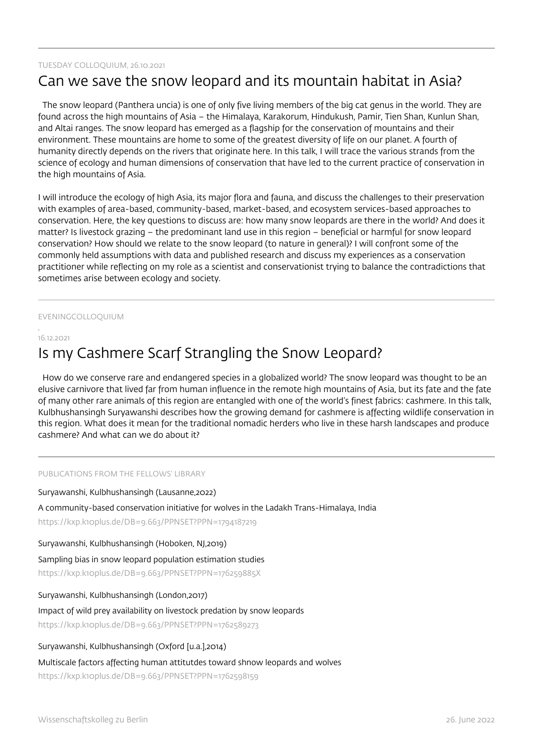TUESDAY COLLOQUIUM, 26.10.2021

## Can we save the snow leopard and its mountain habitat in Asia?

The snow leopard (Panthera uncia) is one of only five living members of the big cat genus in the world. They are found across the high mountains of Asia – the Himalaya, Karakorum, Hindukush, Pamir, Tien Shan, Kunlun Shan, and Altai ranges. The snow leopard has emerged as a flagship for the conservation of mountains and their environment. These mountains are home to some of the greatest diversity of life on our planet. A fourth of humanity directly depends on the rivers that originate here. In this talk, I will trace the various strands from the science of ecology and human dimensions of conservation that have led to the current practice of conservation in the high mountains of Asia.

I will introduce the ecology of high Asia, its major flora and fauna, and discuss the challenges to their preservation with examples of area-based, community-based, market-based, and ecosystem services-based approaches to conservation. Here, the key questions to discuss are: how many snow leopards are there in the world? And does it matter? Is livestock grazing – the predominant land use in this region – beneficial or harmful for snow leopard conservation? How should we relate to the snow leopard (to nature in general)? I will confront some of the commonly held assumptions with data and published research and discuss my experiences as a conservation practitioner while reflecting on my role as a scientist and conservationist trying to balance the contradictions that sometimes arise between ecology and society.

EVENINGCOLLOQUIUM

,
16.12.2021

## Is my Cashmere Scarf Strangling the Snow Leopard?

How do we conserve rare and endangered species in a globalized world? The snow leopard was thought to be an elusive carnivore that lived far from human influence in the remote high mountains of Asia, but its fate and the fate of many other rare animals of this region are entangled with one of the world's finest fabrics: cashmere. In this talk, Kulbhushansingh Suryawanshi describes how the growing demand for cashmere is affecting wildlife conservation in this region. What does it mean for the traditional nomadic herders who live in these harsh landscapes and produce cashmere? And what can we do about it?

PUBLICATIONS FROM THE FELLOWS' LIBRARY

Suryawanshi, Kulbhushansingh (Lausanne,2022)

A community-based conservation initiative for wolves in the Ladakh Trans-Himalaya, India

https://kxp.k10plus.de/DB=9.663/PPNSET?PPN=1794187219

Suryawanshi, Kulbhushansingh (Hoboken, NJ,2019)

Sampling bias in snow leopard population estimation studies

https://kxp.k10plus.de/DB=9.663/PPNSET?PPN=176259885X

Suryawanshi, Kulbhushansingh (London,2017)

Impact of wild prey availability on livestock predation by snow leopards

https://kxp.k10plus.de/DB=9.663/PPNSET?PPN=1762589273

Suryawanshi, Kulbhushansingh (Oxford [u.a.],2014)

Multiscale factors affecting human attitutdes toward shnow leopards and wolves

https://kxp.k10plus.de/DB=9.663/PPNSET?PPN=1762598159